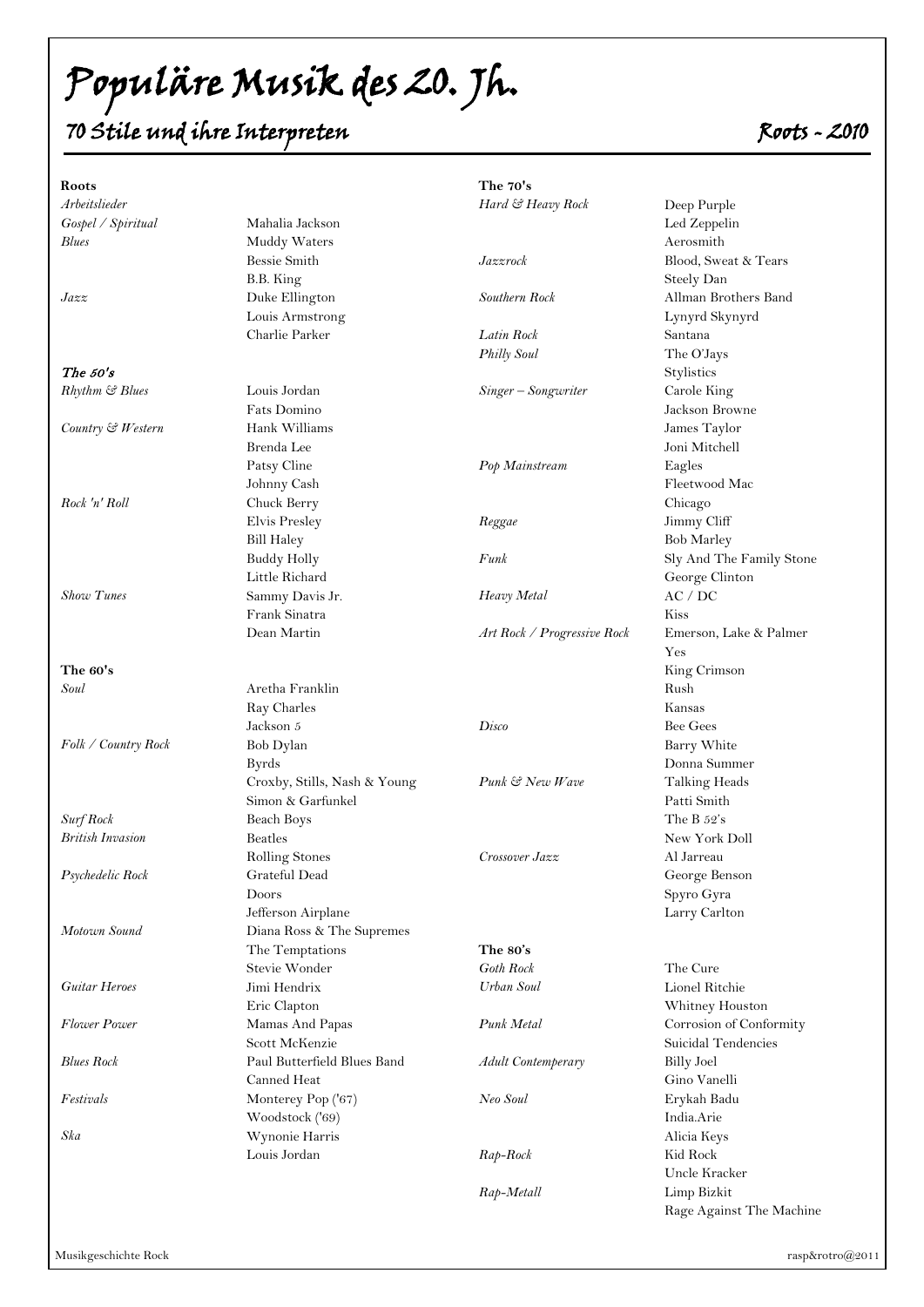# Populäre Musik des 20. Jh.

## 70 Stile und ihre Interpreten — Roots - 2010

**Roots**

| Stil | Interpreten |
|---|---|
| *Arbeitslieder* | |
| *Gospel / Spiritual* | Mahalia Jackson |
| *Blues* | Muddy Waters |
| | Bessie Smith |
| | B.B. King |
| *Jazz* | Duke Ellington |
| | Louis Armstrong |
| | Charlie Parker |

***The 50's***

| Stil | Interpreten |
|---|---|
| *Rhythm & Blues* | Louis Jordan |
| | Fats Domino |
| *Country & Western* | Hank Williams |
| | Brenda Lee |
| | Patsy Cline |
| | Johnny Cash |
| *Rock 'n' Roll* | Chuck Berry |
| | Elvis Presley |
| | Bill Haley |
| | Buddy Holly |
| | Little Richard |
| *Show Tunes* | Sammy Davis Jr. |
| | Frank Sinatra |
| | Dean Martin |

**The 60's**

| Stil | Interpreten |
|---|---|
| *Soul* | Aretha Franklin |
| | Ray Charles |
| | Jackson 5 |
| *Folk / Country Rock* | Bob Dylan |
| | Byrds |
| | Croxby, Stills, Nash & Young |
| | Simon & Garfunkel |
| *Surf Rock* | Beach Boys |
| *British Invasion* | Beatles |
| | Rolling Stones |
| *Psychedelic Rock* | Grateful Dead |
| | Doors |
| | Jefferson Airplane |
| *Motown Sound* | Diana Ross & The Supremes |
| | The Temptations |
| | Stevie Wonder |
| *Guitar Heroes* | Jimi Hendrix |
| | Eric Clapton |
| *Flower Power* | Mamas And Papas |
| | Scott McKenzie |
| *Blues Rock* | Paul Butterfield Blues Band |
| | Canned Heat |
| *Festivals* | Monterey Pop ('67) |
| | Woodstock ('69) |
| *Ska* | Wynonie Harris |
| | Louis Jordan |

**The 70's**

| Stil | Interpreten |
|---|---|
| *Hard & Heavy Rock* | Deep Purple |
| | Led Zeppelin |
| | Aerosmith |
| *Jazzrock* | Blood, Sweat & Tears |
| | Steely Dan |
| *Southern Rock* | Allman Brothers Band |
| | Lynyrd Skynyrd |
| *Latin Rock* | Santana |
| *Philly Soul* | The O'Jays |
| | Stylistics |
| *Singer – Songwriter* | Carole King |
| | Jackson Browne |
| | James Taylor |
| | Joni Mitchell |
| *Pop Mainstream* | Eagles |
| | Fleetwood Mac |
| | Chicago |
| *Reggae* | Jimmy Cliff |
| | Bob Marley |
| *Funk* | Sly And The Family Stone |
| | George Clinton |
| *Heavy Metal* | AC / DC |
| | Kiss |
| *Art Rock / Progressive Rock* | Emerson, Lake & Palmer |
| | Yes |
| | King Crimson |
| | Rush |
| | Kansas |
| *Disco* | Bee Gees |
| | Barry White |
| | Donna Summer |
| *Punk & New Wave* | Talking Heads |
| | Patti Smith |
| | The B 52's |
| | New York Doll |
| *Crossover Jazz* | Al Jarreau |
| | George Benson |
| | Spyro Gyra |
| | Larry Carlton |

**The 80's**

| Stil | Interpreten |
|---|---|
| *Goth Rock* | The Cure |
| *Urban Soul* | Lionel Ritchie |
| | Whitney Houston |
| *Punk Metal* | Corrosion of Conformity |
| | Suicidal Tendencies |
| *Adult Contemperary* | Billy Joel |
| | Gino Vanelli |
| *Neo Soul* | Erykah Badu |
| | India.Arie |
| | Alicia Keys |
| *Rap-Rock* | Kid Rock |
| | Uncle Kracker |
| *Rap-Metall* | Limp Bizkit |
| | Rage Against The Machine |

Musikgeschichte Rock — rasp&rotro@2011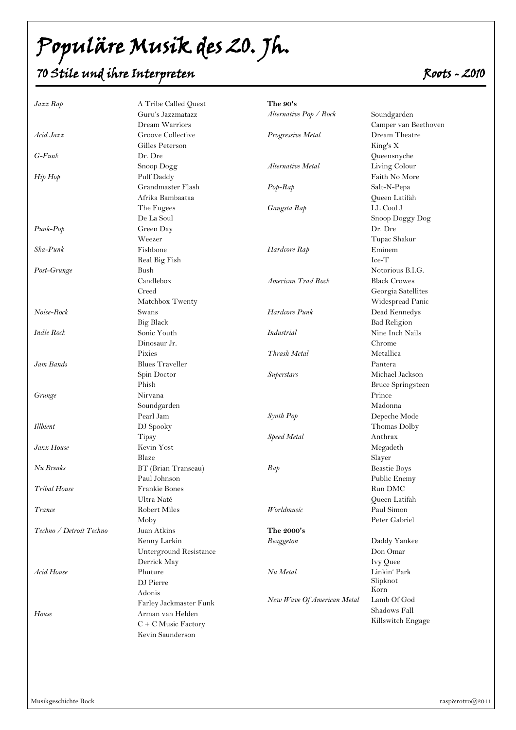# Populäre Musik des 20. Jh.

## 70 Stile und ihre Interpreten

Roots - 2010

| | |
|---|---|
| *Jazz Rap* | A Tribe Called Quest |
| | Guru's Jazzmatazz |
| | Dream Warriors |
| *Acid Jazz* | Groove Collective |
| | Gilles Peterson |
| *G-Funk* | Dr. Dre |
| | Snoop Dogg |
| *Hip Hop* | Puff Daddy |
| | Grandmaster Flash |
| | Afrika Bambaataa |
| | The Fugees |
| | De La Soul |
| *Punk-Pop* | Green Day |
| | Weezer |
| *Ska-Punk* | Fishbone |
| | Real Big Fish |
| *Post-Grunge* | Bush |
| | Candlebox |
| | Creed |
| | Matchbox Twenty |
| *Noise-Rock* | Swans |
| | Big Black |
| *Indie Rock* | Sonic Youth |
| | Dinosaur Jr. |
| | Pixies |
| *Jam Bands* | Blues Traveller |
| | Spin Doctor |
| | Phish |
| *Grunge* | Nirvana |
| | Soundgarden |
| | Pearl Jam |
| *Illbient* | DJ Spooky |
| | Tipsy |
| *Jazz House* | Kevin Yost |
| | Blaze |
| *Nu Breaks* | BT (Brian Transeau) |
| | Paul Johnson |
| *Tribal House* | Frankie Bones |
| | Ultra Naté |
| *Trance* | Robert Miles |
| | Moby |
| *Techno / Detroit Techno* | Juan Atkins |
| | Kenny Larkin |
| | Unterground Resistance |
| | Derrick May |
| *Acid House* | Phuture |
| | DJ Pierre |
| | Adonis |
| | Farley Jackmaster Funk |
| *House* | Arman van Helden |
| | C + C Music Factory |
| | Kevin Saunderson |

**The 90's**

| | |
|---|---|
| *Alternative Pop / Rock* | Soundgarden |
| | Camper van Beethoven |
| *Progressive Metal* | Dream Theatre |
| | King's X |
| | Queensnyche |
| *Alternative Metal* | Living Colour |
| | Faith No More |
| *Pop-Rap* | Salt-N-Pepa |
| | Queen Latifah |
| *Gangsta Rap* | LL Cool J |
| | Snoop Doggy Dog |
| | Dr. Dre |
| | Tupac Shakur |
| *Hardcore Rap* | Eminem |
| | Ice-T |
| | Notorious B.I.G. |
| *American Trad Rock* | Black Crowes |
| | Georgia Satellites |
| | Widespread Panic |
| *Hardcore Punk* | Dead Kennedys |
| | Bad Religion |
| *Industrial* | Nine Inch Nails |
| | Chrome |
| *Thrash Metal* | Metallica |
| | Pantera |
| *Superstars* | Michael Jackson |
| | Bruce Springsteen |
| | Prince |
| | Madonna |
| *Synth Pop* | Depeche Mode |
| | Thomas Dolby |
| *Speed Metal* | Anthrax |
| | Megadeth |
| | Slayer |
| *Rap* | Beastie Boys |
| | Public Enemy |
| | Run DMC |
| | Queen Latifah |
| *Worldmusic* | Paul Simon |
| | Peter Gabriel |

**The 2000's**

| | |
|---|---|
| *Reaggeton* | Daddy Yankee |
| | Don Omar |
| | Ivy Quee |
| *Nu Metal* | Linkin' Park |
| | Slipknot |
| | Korn |
| *New Wave Of American Metal* | Lamb Of God |
| | Shadows Fall |
| | Killswitch Engage |